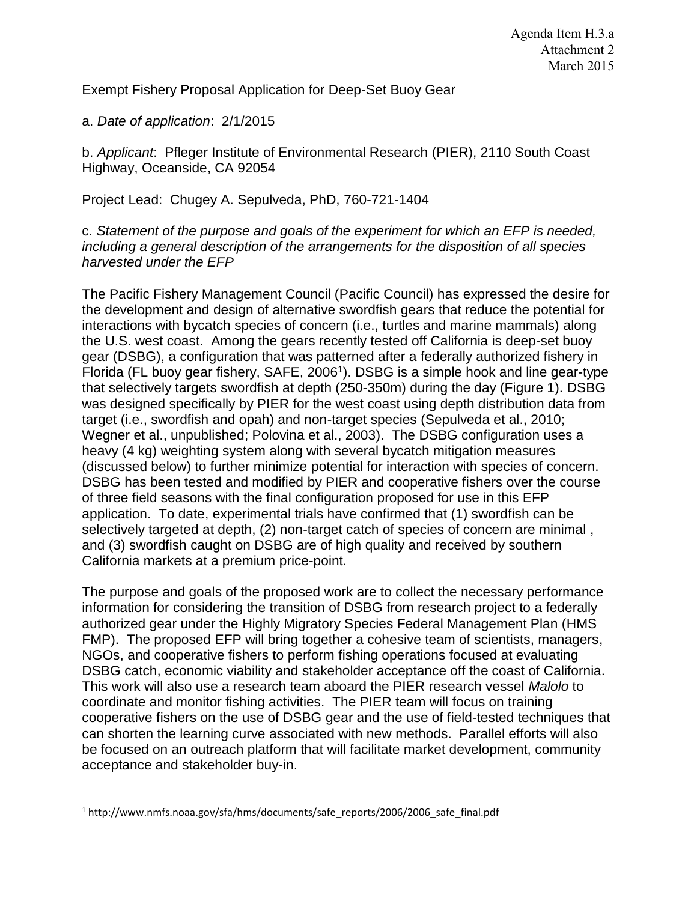Agenda Item H.3.a
Attachment 2
March 2015

Exempt Fishery Proposal Application for Deep-Set Buoy Gear

a. *Date of application*: 2/1/2015

b. *Applicant*: Pfleger Institute of Environmental Research (PIER), 2110 South Coast Highway, Oceanside, CA 92054

Project Lead: Chugey A. Sepulveda, PhD, 760-721-1404

c. *Statement of the purpose and goals of the experiment for which an EFP is needed, including a general description of the arrangements for the disposition of all species harvested under the EFP*

The Pacific Fishery Management Council (Pacific Council) has expressed the desire for the development and design of alternative swordfish gears that reduce the potential for interactions with bycatch species of concern (i.e., turtles and marine mammals) along the U.S. west coast. Among the gears recently tested off California is deep-set buoy gear (DSBG), a configuration that was patterned after a federally authorized fishery in Florida (FL buoy gear fishery, SAFE, 2006[1]). DSBG is a simple hook and line gear-type that selectively targets swordfish at depth (250-350m) during the day (Figure 1). DSBG was designed specifically by PIER for the west coast using depth distribution data from target (i.e., swordfish and opah) and non-target species (Sepulveda et al., 2010; Wegner et al., unpublished; Polovina et al., 2003). The DSBG configuration uses a heavy (4 kg) weighting system along with several bycatch mitigation measures (discussed below) to further minimize potential for interaction with species of concern. DSBG has been tested and modified by PIER and cooperative fishers over the course of three field seasons with the final configuration proposed for use in this EFP application. To date, experimental trials have confirmed that (1) swordfish can be selectively targeted at depth, (2) non-target catch of species of concern are minimal , and (3) swordfish caught on DSBG are of high quality and received by southern California markets at a premium price-point.

The purpose and goals of the proposed work are to collect the necessary performance information for considering the transition of DSBG from research project to a federally authorized gear under the Highly Migratory Species Federal Management Plan (HMS FMP). The proposed EFP will bring together a cohesive team of scientists, managers, NGOs, and cooperative fishers to perform fishing operations focused at evaluating DSBG catch, economic viability and stakeholder acceptance off the coast of California. This work will also use a research team aboard the PIER research vessel *Malolo* to coordinate and monitor fishing activities. The PIER team will focus on training cooperative fishers on the use of DSBG gear and the use of field-tested techniques that can shorten the learning curve associated with new methods. Parallel efforts will also be focused on an outreach platform that will facilitate market development, community acceptance and stakeholder buy-in.

[1] http://www.nmfs.noaa.gov/sfa/hms/documents/safe_reports/2006/2006_safe_final.pdf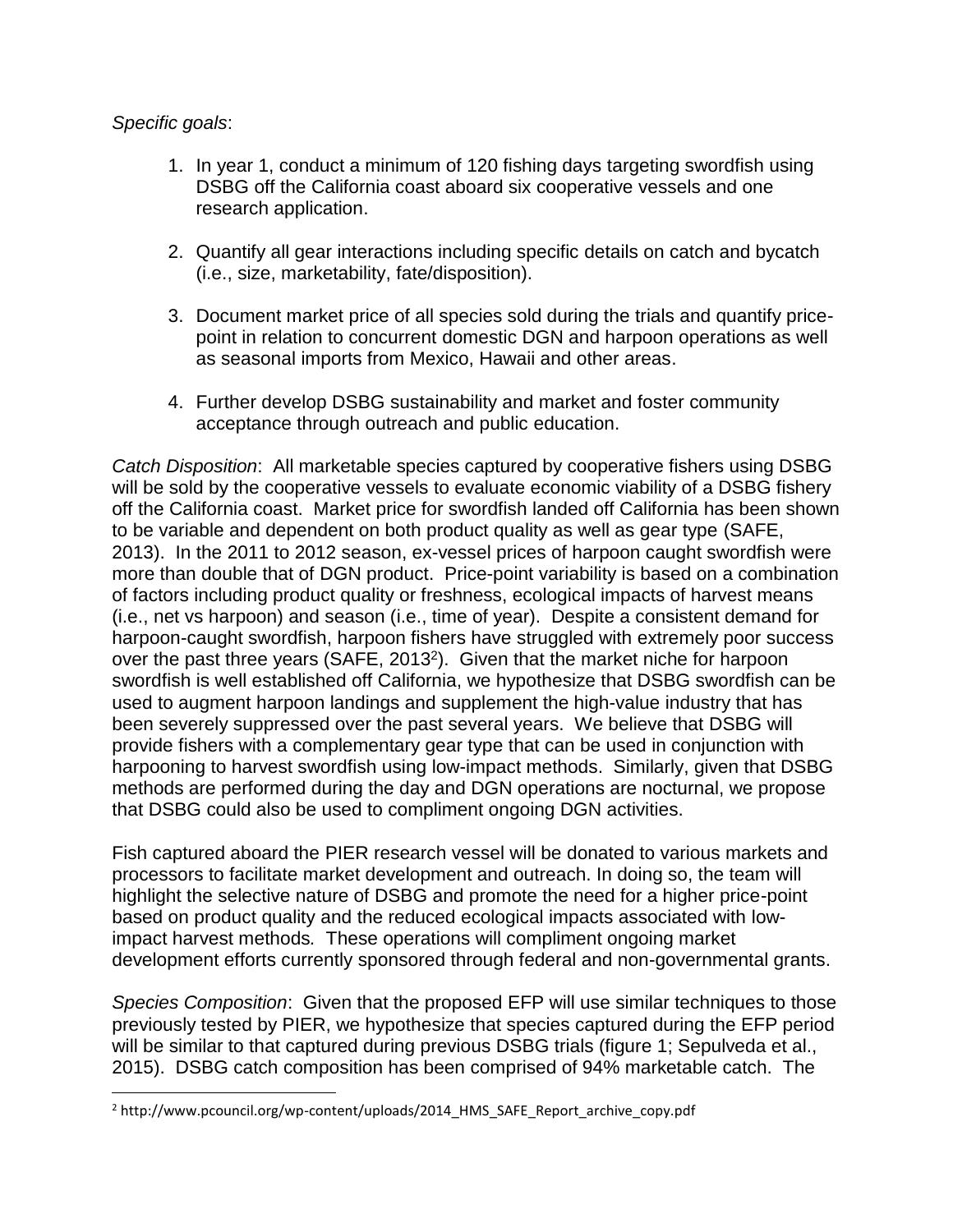*Specific goals*:

1. In year 1, conduct a minimum of 120 fishing days targeting swordfish using DSBG off the California coast aboard six cooperative vessels and one research application.

2. Quantify all gear interactions including specific details on catch and bycatch (i.e., size, marketability, fate/disposition).

3. Document market price of all species sold during the trials and quantify price-point in relation to concurrent domestic DGN and harpoon operations as well as seasonal imports from Mexico, Hawaii and other areas.

4. Further develop DSBG sustainability and market and foster community acceptance through outreach and public education.

*Catch Disposition*: All marketable species captured by cooperative fishers using DSBG will be sold by the cooperative vessels to evaluate economic viability of a DSBG fishery off the California coast. Market price for swordfish landed off California has been shown to be variable and dependent on both product quality as well as gear type (SAFE, 2013). In the 2011 to 2012 season, ex-vessel prices of harpoon caught swordfish were more than double that of DGN product. Price-point variability is based on a combination of factors including product quality or freshness, ecological impacts of harvest means (i.e., net vs harpoon) and season (i.e., time of year). Despite a consistent demand for harpoon-caught swordfish, harpoon fishers have struggled with extremely poor success over the past three years (SAFE, 2013[2]). Given that the market niche for harpoon swordfish is well established off California, we hypothesize that DSBG swordfish can be used to augment harpoon landings and supplement the high-value industry that has been severely suppressed over the past several years. We believe that DSBG will provide fishers with a complementary gear type that can be used in conjunction with harpooning to harvest swordfish using low-impact methods. Similarly, given that DSBG methods are performed during the day and DGN operations are nocturnal, we propose that DSBG could also be used to compliment ongoing DGN activities.

Fish captured aboard the PIER research vessel will be donated to various markets and processors to facilitate market development and outreach. In doing so, the team will highlight the selective nature of DSBG and promote the need for a higher price-point based on product quality and the reduced ecological impacts associated with low-impact harvest methods*.* These operations will compliment ongoing market development efforts currently sponsored through federal and non-governmental grants.

*Species Composition*: Given that the proposed EFP will use similar techniques to those previously tested by PIER, we hypothesize that species captured during the EFP period will be similar to that captured during previous DSBG trials (figure 1; Sepulveda et al., 2015). DSBG catch composition has been comprised of 94% marketable catch. The

---

[2] http://www.pcouncil.org/wp-content/uploads/2014_HMS_SAFE_Report_archive_copy.pdf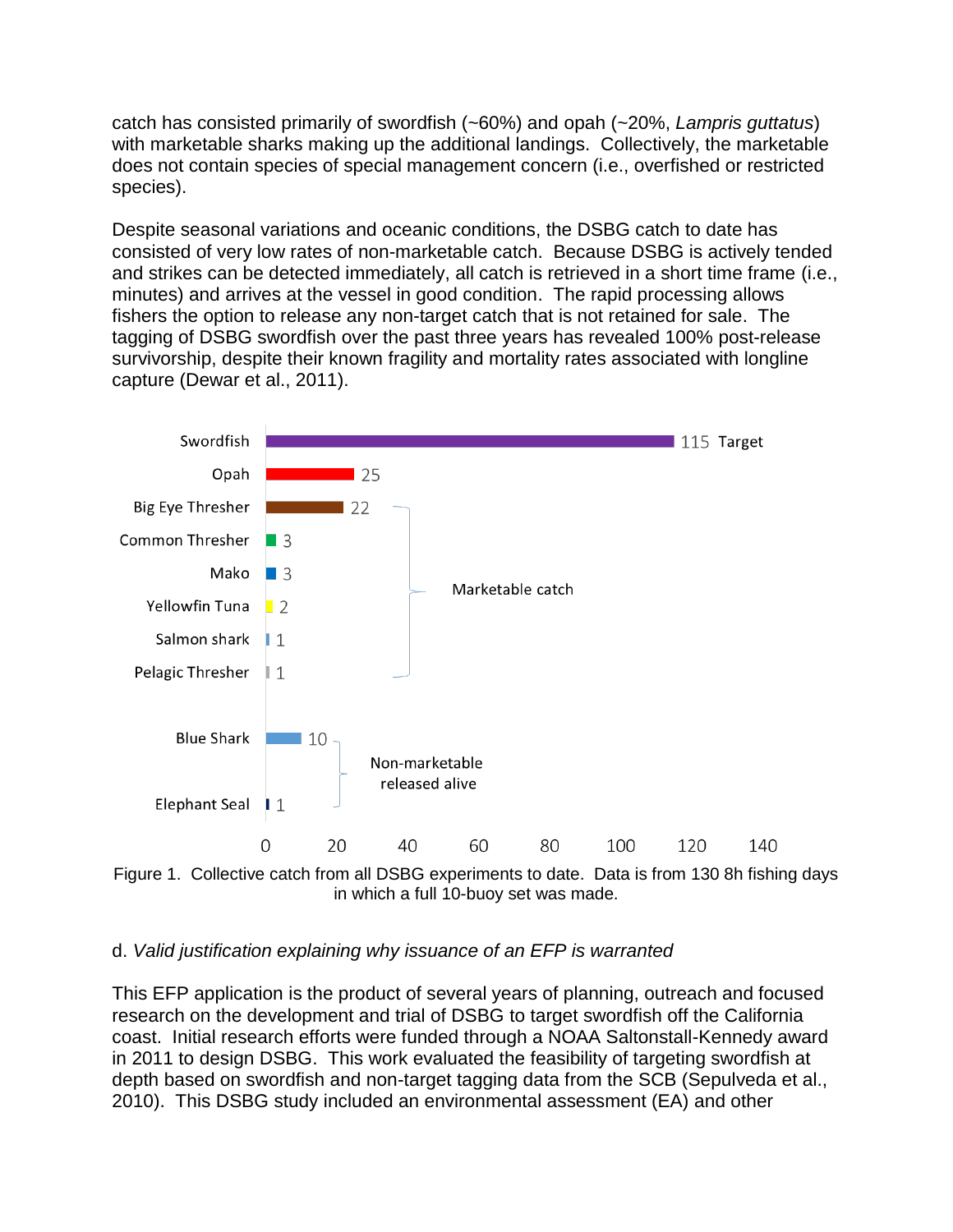catch has consisted primarily of swordfish (~60%) and opah (~20%, *Lampris guttatus*) with marketable sharks making up the additional landings. Collectively, the marketable does not contain species of special management concern (i.e., overfished or restricted species).

Despite seasonal variations and oceanic conditions, the DSBG catch to date has consisted of very low rates of non-marketable catch. Because DSBG is actively tended and strikes can be detected immediately, all catch is retrieved in a short time frame (i.e., minutes) and arrives at the vessel in good condition. The rapid processing allows fishers the option to release any non-target catch that is not retained for sale. The tagging of DSBG swordfish over the past three years has revealed 100% post-release survivorship, despite their known fragility and mortality rates associated with longline capture (Dewar et al., 2011).

| Species | Catch | Category |
|---|---|---|
| Swordfish | 115 | Target |
| Opah | 25 | |
| Big Eye Thresher | 22 | Marketable catch |
| Common Thresher | 3 | Marketable catch |
| Mako | 3 | Marketable catch |
| Yellowfin Tuna | 2 | Marketable catch |
| Salmon shark | 1 | Marketable catch |
| Pelagic Thresher | 1 | Marketable catch |
| Blue Shark | 10 | Non-marketable released alive |
| Elephant Seal | 1 | Non-marketable released alive |

Figure 1. Collective catch from all DSBG experiments to date. Data is from 130 8h fishing days in which a full 10-buoy set was made.

d. *Valid justification explaining why issuance of an EFP is warranted*

This EFP application is the product of several years of planning, outreach and focused research on the development and trial of DSBG to target swordfish off the California coast. Initial research efforts were funded through a NOAA Saltonstall-Kennedy award in 2011 to design DSBG. This work evaluated the feasibility of targeting swordfish at depth based on swordfish and non-target tagging data from the SCB (Sepulveda et al., 2010). This DSBG study included an environmental assessment (EA) and other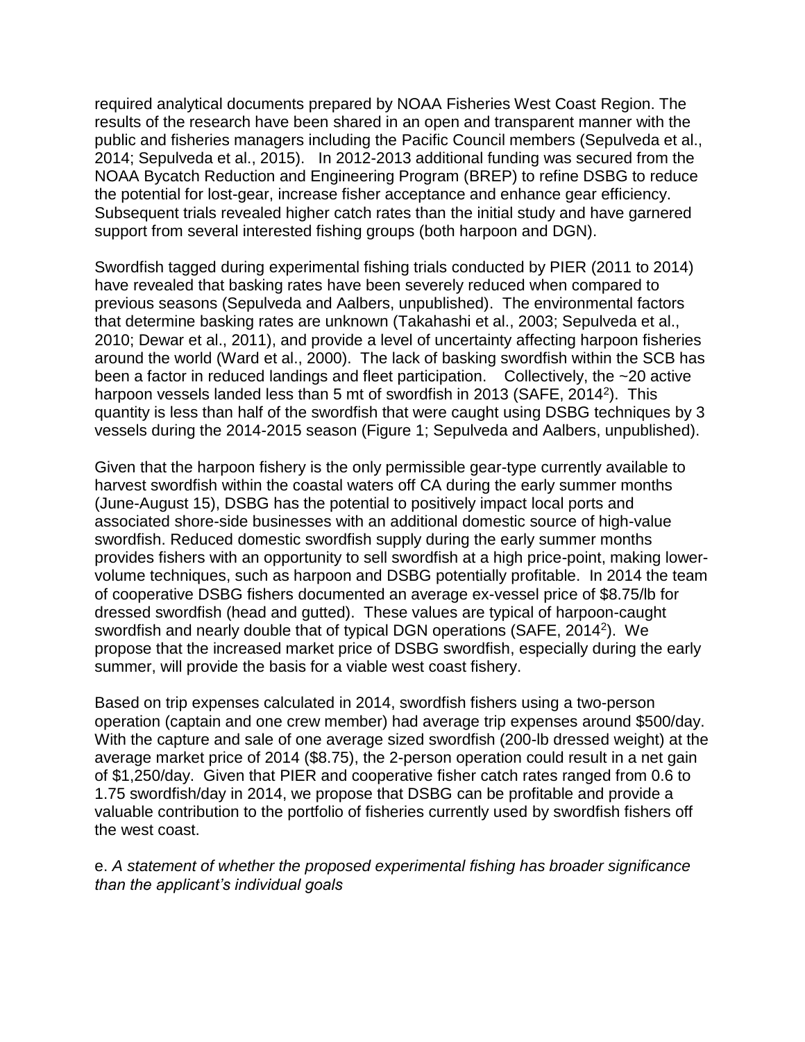required analytical documents prepared by NOAA Fisheries West Coast Region. The results of the research have been shared in an open and transparent manner with the public and fisheries managers including the Pacific Council members (Sepulveda et al., 2014; Sepulveda et al., 2015). In 2012-2013 additional funding was secured from the NOAA Bycatch Reduction and Engineering Program (BREP) to refine DSBG to reduce the potential for lost-gear, increase fisher acceptance and enhance gear efficiency. Subsequent trials revealed higher catch rates than the initial study and have garnered support from several interested fishing groups (both harpoon and DGN).

Swordfish tagged during experimental fishing trials conducted by PIER (2011 to 2014) have revealed that basking rates have been severely reduced when compared to previous seasons (Sepulveda and Aalbers, unpublished). The environmental factors that determine basking rates are unknown (Takahashi et al., 2003; Sepulveda et al., 2010; Dewar et al., 2011), and provide a level of uncertainty affecting harpoon fisheries around the world (Ward et al., 2000). The lack of basking swordfish within the SCB has been a factor in reduced landings and fleet participation. Collectively, the ~20 active harpoon vessels landed less than 5 mt of swordfish in 2013 (SAFE, 2014[2]). This quantity is less than half of the swordfish that were caught using DSBG techniques by 3 vessels during the 2014-2015 season (Figure 1; Sepulveda and Aalbers, unpublished).

Given that the harpoon fishery is the only permissible gear-type currently available to harvest swordfish within the coastal waters off CA during the early summer months (June-August 15), DSBG has the potential to positively impact local ports and associated shore-side businesses with an additional domestic source of high-value swordfish. Reduced domestic swordfish supply during the early summer months provides fishers with an opportunity to sell swordfish at a high price-point, making lower-volume techniques, such as harpoon and DSBG potentially profitable. In 2014 the team of cooperative DSBG fishers documented an average ex-vessel price of $8.75/lb for dressed swordfish (head and gutted). These values are typical of harpoon-caught swordfish and nearly double that of typical DGN operations (SAFE, 2014[2]). We propose that the increased market price of DSBG swordfish, especially during the early summer, will provide the basis for a viable west coast fishery.

Based on trip expenses calculated in 2014, swordfish fishers using a two-person operation (captain and one crew member) had average trip expenses around $500/day. With the capture and sale of one average sized swordfish (200-lb dressed weight) at the average market price of 2014 ($8.75), the 2-person operation could result in a net gain of $1,250/day. Given that PIER and cooperative fisher catch rates ranged from 0.6 to 1.75 swordfish/day in 2014, we propose that DSBG can be profitable and provide a valuable contribution to the portfolio of fisheries currently used by swordfish fishers off the west coast.

e. *A statement of whether the proposed experimental fishing has broader significance than the applicant's individual goals*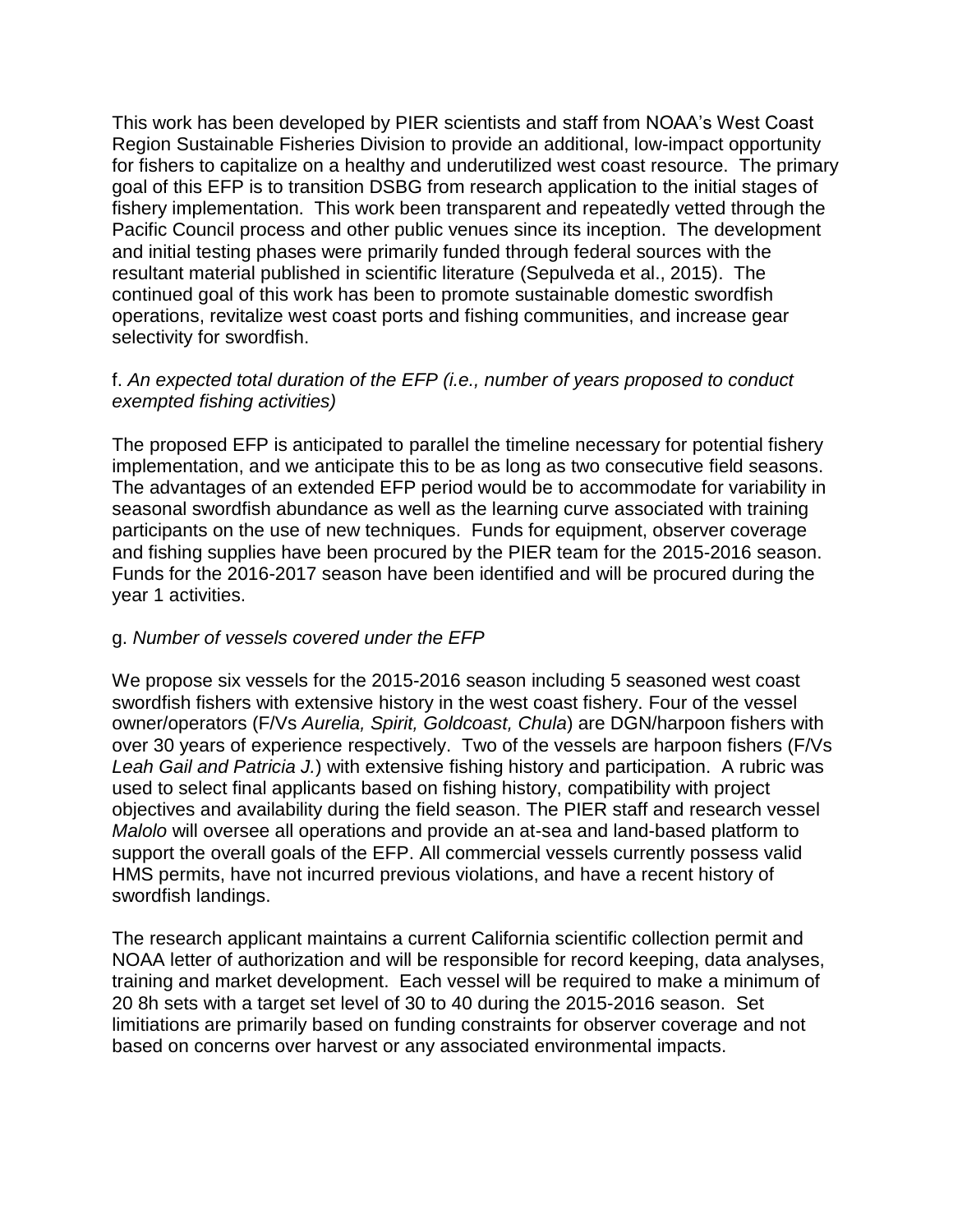This work has been developed by PIER scientists and staff from NOAA's West Coast Region Sustainable Fisheries Division to provide an additional, low-impact opportunity for fishers to capitalize on a healthy and underutilized west coast resource. The primary goal of this EFP is to transition DSBG from research application to the initial stages of fishery implementation. This work been transparent and repeatedly vetted through the Pacific Council process and other public venues since its inception. The development and initial testing phases were primarily funded through federal sources with the resultant material published in scientific literature (Sepulveda et al., 2015). The continued goal of this work has been to promote sustainable domestic swordfish operations, revitalize west coast ports and fishing communities, and increase gear selectivity for swordfish.

f. *An expected total duration of the EFP (i.e., number of years proposed to conduct exempted fishing activities)*

The proposed EFP is anticipated to parallel the timeline necessary for potential fishery implementation, and we anticipate this to be as long as two consecutive field seasons. The advantages of an extended EFP period would be to accommodate for variability in seasonal swordfish abundance as well as the learning curve associated with training participants on the use of new techniques. Funds for equipment, observer coverage and fishing supplies have been procured by the PIER team for the 2015-2016 season. Funds for the 2016-2017 season have been identified and will be procured during the year 1 activities.

g. *Number of vessels covered under the EFP*

We propose six vessels for the 2015-2016 season including 5 seasoned west coast swordfish fishers with extensive history in the west coast fishery. Four of the vessel owner/operators (F/Vs *Aurelia, Spirit, Goldcoast, Chula*) are DGN/harpoon fishers with over 30 years of experience respectively. Two of the vessels are harpoon fishers (F/Vs *Leah Gail and Patricia J.*) with extensive fishing history and participation. A rubric was used to select final applicants based on fishing history, compatibility with project objectives and availability during the field season. The PIER staff and research vessel *Malolo* will oversee all operations and provide an at-sea and land-based platform to support the overall goals of the EFP. All commercial vessels currently possess valid HMS permits, have not incurred previous violations, and have a recent history of swordfish landings.

The research applicant maintains a current California scientific collection permit and NOAA letter of authorization and will be responsible for record keeping, data analyses, training and market development. Each vessel will be required to make a minimum of 20 8h sets with a target set level of 30 to 40 during the 2015-2016 season. Set limitiations are primarily based on funding constraints for observer coverage and not based on concerns over harvest or any associated environmental impacts.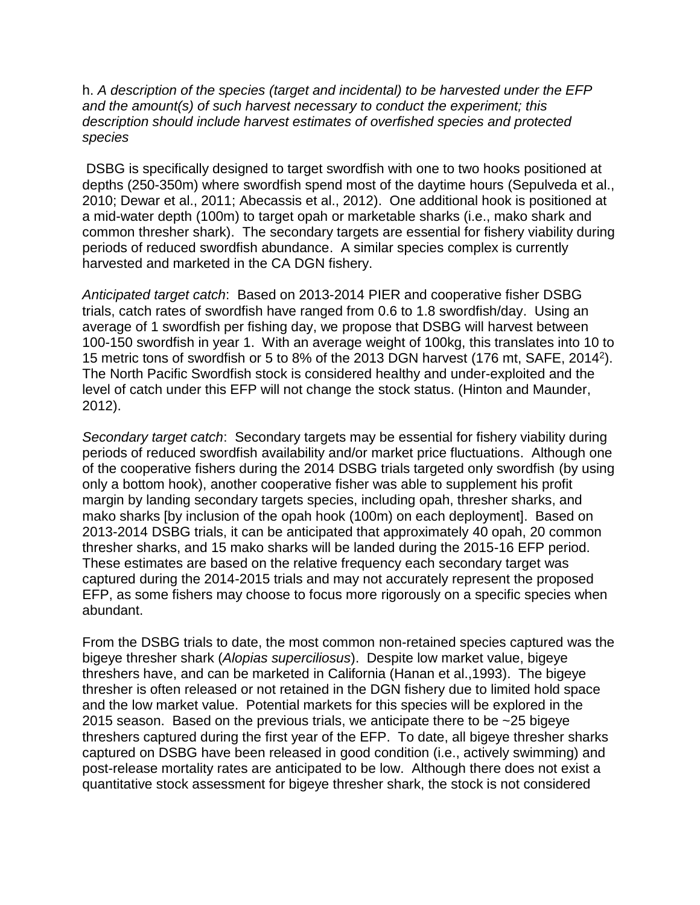h. *A description of the species (target and incidental) to be harvested under the EFP and the amount(s) of such harvest necessary to conduct the experiment; this description should include harvest estimates of overfished species and protected species*

DSBG is specifically designed to target swordfish with one to two hooks positioned at depths (250-350m) where swordfish spend most of the daytime hours (Sepulveda et al., 2010; Dewar et al., 2011; Abecassis et al., 2012). One additional hook is positioned at a mid-water depth (100m) to target opah or marketable sharks (i.e., mako shark and common thresher shark). The secondary targets are essential for fishery viability during periods of reduced swordfish abundance. A similar species complex is currently harvested and marketed in the CA DGN fishery.

*Anticipated target catch*: Based on 2013-2014 PIER and cooperative fisher DSBG trials, catch rates of swordfish have ranged from 0.6 to 1.8 swordfish/day. Using an average of 1 swordfish per fishing day, we propose that DSBG will harvest between 100-150 swordfish in year 1. With an average weight of 100kg, this translates into 10 to 15 metric tons of swordfish or 5 to 8% of the 2013 DGN harvest (176 mt, SAFE, 2014[2]). The North Pacific Swordfish stock is considered healthy and under-exploited and the level of catch under this EFP will not change the stock status. (Hinton and Maunder, 2012).

*Secondary target catch*: Secondary targets may be essential for fishery viability during periods of reduced swordfish availability and/or market price fluctuations. Although one of the cooperative fishers during the 2014 DSBG trials targeted only swordfish (by using only a bottom hook), another cooperative fisher was able to supplement his profit margin by landing secondary targets species, including opah, thresher sharks, and mako sharks [by inclusion of the opah hook (100m) on each deployment]. Based on 2013-2014 DSBG trials, it can be anticipated that approximately 40 opah, 20 common thresher sharks, and 15 mako sharks will be landed during the 2015-16 EFP period. These estimates are based on the relative frequency each secondary target was captured during the 2014-2015 trials and may not accurately represent the proposed EFP, as some fishers may choose to focus more rigorously on a specific species when abundant.

From the DSBG trials to date, the most common non-retained species captured was the bigeye thresher shark (*Alopias superciliosus*). Despite low market value, bigeye threshers have, and can be marketed in California (Hanan et al.,1993). The bigeye thresher is often released or not retained in the DGN fishery due to limited hold space and the low market value. Potential markets for this species will be explored in the 2015 season. Based on the previous trials, we anticipate there to be ~25 bigeye threshers captured during the first year of the EFP. To date, all bigeye thresher sharks captured on DSBG have been released in good condition (i.e., actively swimming) and post-release mortality rates are anticipated to be low. Although there does not exist a quantitative stock assessment for bigeye thresher shark, the stock is not considered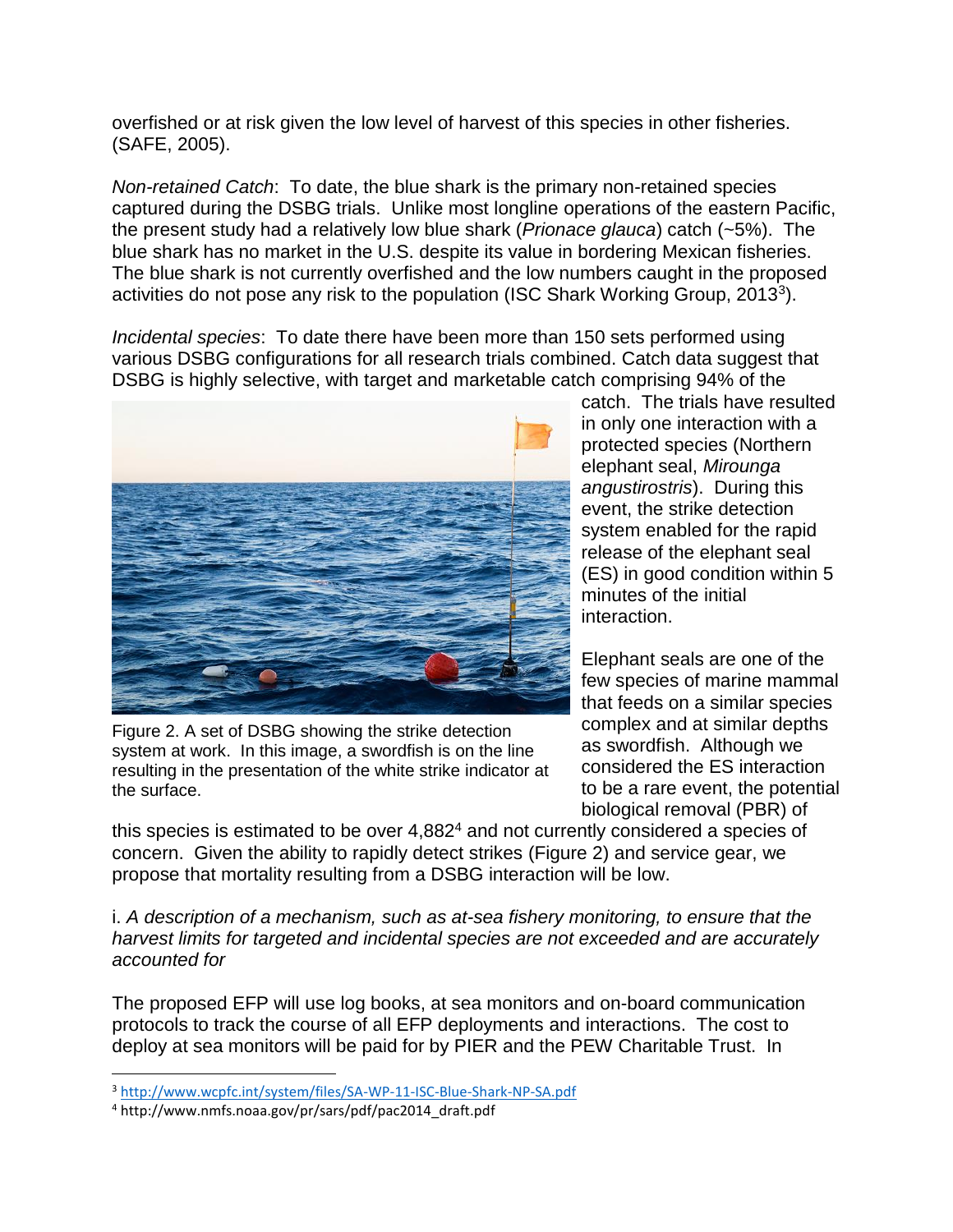overfished or at risk given the low level of harvest of this species in other fisheries. (SAFE, 2005).

*Non-retained Catch*: To date, the blue shark is the primary non-retained species captured during the DSBG trials. Unlike most longline operations of the eastern Pacific, the present study had a relatively low blue shark (*Prionace glauca*) catch (~5%). The blue shark has no market in the U.S. despite its value in bordering Mexican fisheries. The blue shark is not currently overfished and the low numbers caught in the proposed activities do not pose any risk to the population (ISC Shark Working Group, 2013[3]).

*Incidental species*: To date there have been more than 150 sets performed using various DSBG configurations for all research trials combined. Catch data suggest that DSBG is highly selective, with target and marketable catch comprising 94% of the catch. The trials have resulted in only one interaction with a protected species (Northern elephant seal, *Mirounga angustirostris*). During this event, the strike detection system enabled for the rapid release of the elephant seal (ES) in good condition within 5 minutes of the initial interaction.

Figure 2. A set of DSBG showing the strike detection system at work. In this image, a swordfish is on the line resulting in the presentation of the white strike indicator at the surface.

Elephant seals are one of the few species of marine mammal that feeds on a similar species complex and at similar depths as swordfish. Although we considered the ES interaction to be a rare event, the potential biological removal (PBR) of this species is estimated to be over 4,882[4] and not currently considered a species of concern. Given the ability to rapidly detect strikes (Figure 2) and service gear, we propose that mortality resulting from a DSBG interaction will be low.

i. *A description of a mechanism, such as at-sea fishery monitoring, to ensure that the harvest limits for targeted and incidental species are not exceeded and are accurately accounted for*

The proposed EFP will use log books, at sea monitors and on-board communication protocols to track the course of all EFP deployments and interactions. The cost to deploy at sea monitors will be paid for by PIER and the PEW Charitable Trust. In

[3] http://www.wcpfc.int/system/files/SA-WP-11-ISC-Blue-Shark-NP-SA.pdf

[4] http://www.nmfs.noaa.gov/pr/sars/pdf/pac2014_draft.pdf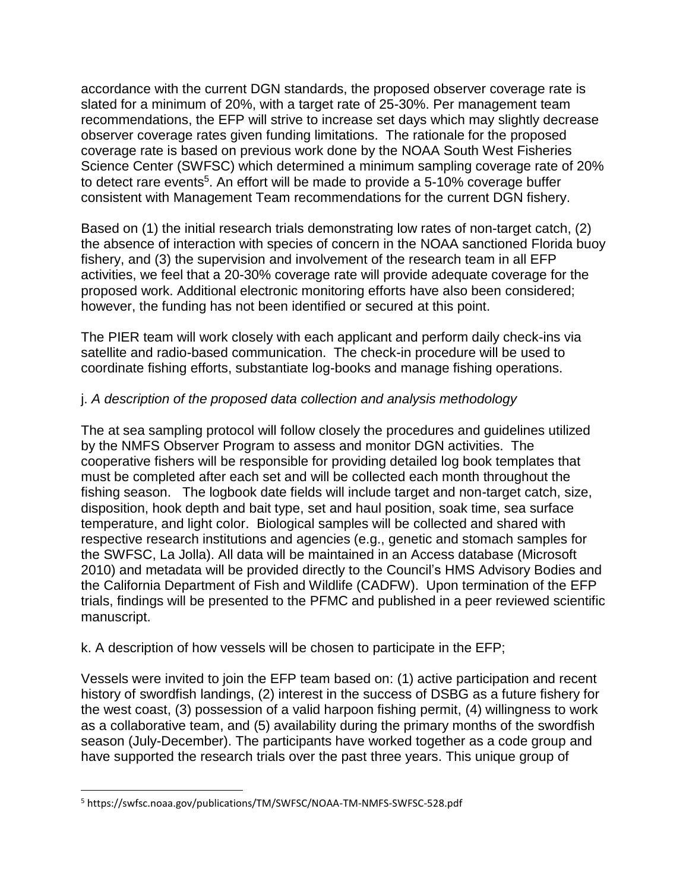accordance with the current DGN standards, the proposed observer coverage rate is slated for a minimum of 20%, with a target rate of 25-30%. Per management team recommendations, the EFP will strive to increase set days which may slightly decrease observer coverage rates given funding limitations. The rationale for the proposed coverage rate is based on previous work done by the NOAA South West Fisheries Science Center (SWFSC) which determined a minimum sampling coverage rate of 20% to detect rare events[5]. An effort will be made to provide a 5-10% coverage buffer consistent with Management Team recommendations for the current DGN fishery.

Based on (1) the initial research trials demonstrating low rates of non-target catch, (2) the absence of interaction with species of concern in the NOAA sanctioned Florida buoy fishery, and (3) the supervision and involvement of the research team in all EFP activities, we feel that a 20-30% coverage rate will provide adequate coverage for the proposed work. Additional electronic monitoring efforts have also been considered; however, the funding has not been identified or secured at this point.

The PIER team will work closely with each applicant and perform daily check-ins via satellite and radio-based communication. The check-in procedure will be used to coordinate fishing efforts, substantiate log-books and manage fishing operations.

j. *A description of the proposed data collection and analysis methodology*

The at sea sampling protocol will follow closely the procedures and guidelines utilized by the NMFS Observer Program to assess and monitor DGN activities. The cooperative fishers will be responsible for providing detailed log book templates that must be completed after each set and will be collected each month throughout the fishing season. The logbook date fields will include target and non-target catch, size, disposition, hook depth and bait type, set and haul position, soak time, sea surface temperature, and light color. Biological samples will be collected and shared with respective research institutions and agencies (e.g., genetic and stomach samples for the SWFSC, La Jolla). All data will be maintained in an Access database (Microsoft 2010) and metadata will be provided directly to the Council's HMS Advisory Bodies and the California Department of Fish and Wildlife (CADFW). Upon termination of the EFP trials, findings will be presented to the PFMC and published in a peer reviewed scientific manuscript.

k. A description of how vessels will be chosen to participate in the EFP;

Vessels were invited to join the EFP team based on: (1) active participation and recent history of swordfish landings, (2) interest in the success of DSBG as a future fishery for the west coast, (3) possession of a valid harpoon fishing permit, (4) willingness to work as a collaborative team, and (5) availability during the primary months of the swordfish season (July-December). The participants have worked together as a code group and have supported the research trials over the past three years. This unique group of

---

[5] https://swfsc.noaa.gov/publications/TM/SWFSC/NOAA-TM-NMFS-SWFSC-528.pdf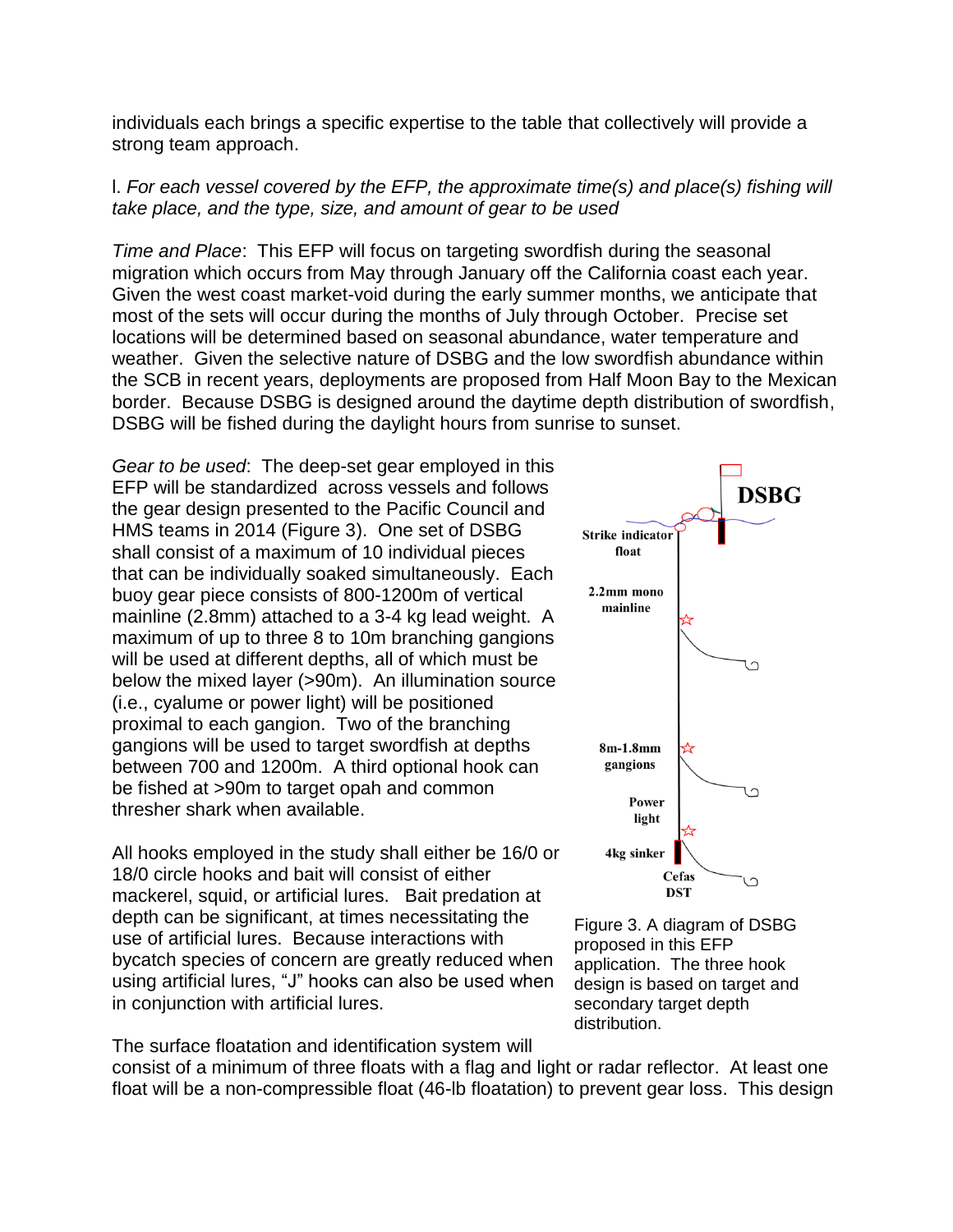individuals each brings a specific expertise to the table that collectively will provide a strong team approach.

l. *For each vessel covered by the EFP, the approximate time(s) and place(s) fishing will take place, and the type, size, and amount of gear to be used*

*Time and Place*: This EFP will focus on targeting swordfish during the seasonal migration which occurs from May through January off the California coast each year. Given the west coast market-void during the early summer months, we anticipate that most of the sets will occur during the months of July through October. Precise set locations will be determined based on seasonal abundance, water temperature and weather. Given the selective nature of DSBG and the low swordfish abundance within the SCB in recent years, deployments are proposed from Half Moon Bay to the Mexican border. Because DSBG is designed around the daytime depth distribution of swordfish, DSBG will be fished during the daylight hours from sunrise to sunset.

*Gear to be used*: The deep-set gear employed in this EFP will be standardized across vessels and follows the gear design presented to the Pacific Council and HMS teams in 2014 (Figure 3). One set of DSBG shall consist of a maximum of 10 individual pieces that can be individually soaked simultaneously. Each buoy gear piece consists of 800-1200m of vertical mainline (2.8mm) attached to a 3-4 kg lead weight. A maximum of up to three 8 to 10m branching gangions will be used at different depths, all of which must be below the mixed layer (>90m). An illumination source (i.e., cyalume or power light) will be positioned proximal to each gangion. Two of the branching gangions will be used to target swordfish at depths between 700 and 1200m. A third optional hook can be fished at >90m to target opah and common thresher shark when available.

All hooks employed in the study shall either be 16/0 or 18/0 circle hooks and bait will consist of either mackerel, squid, or artificial lures. Bait predation at depth can be significant, at times necessitating the use of artificial lures. Because interactions with bycatch species of concern are greatly reduced when using artificial lures, "J" hooks can also be used when in conjunction with artificial lures.

DSBG

Strike indicator float

2.2mm mono mainline

8m-1.8mm gangions

Power light

4kg sinker

Cefas DST

Figure 3. A diagram of DSBG proposed in this EFP application. The three hook design is based on target and secondary target depth distribution.

The surface floatation and identification system will consist of a minimum of three floats with a flag and light or radar reflector. At least one float will be a non-compressible float (46-lb floatation) to prevent gear loss. This design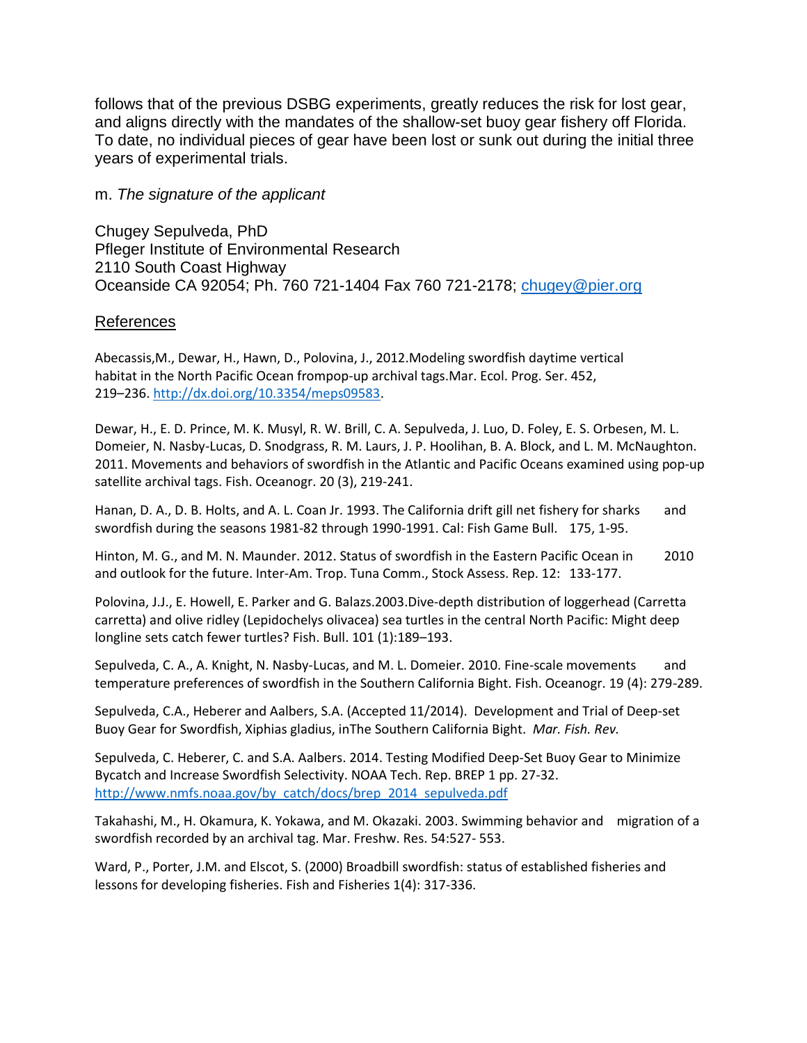follows that of the previous DSBG experiments, greatly reduces the risk for lost gear, and aligns directly with the mandates of the shallow-set buoy gear fishery off Florida. To date, no individual pieces of gear have been lost or sunk out during the initial three years of experimental trials.

m. *The signature of the applicant*

Chugey Sepulveda, PhD
Pfleger Institute of Environmental Research
2110 South Coast Highway
Oceanside CA 92054; Ph. 760 721-1404 Fax 760 721-2178; [chugey@pier.org](mailto:chugey@pier.org)

## References

Abecassis,M., Dewar, H., Hawn, D., Polovina, J., 2012.Modeling swordfish daytime vertical habitat in the North Pacific Ocean frompop-up archival tags.Mar. Ecol. Prog. Ser. 452, 219–236. http://dx.doi.org/10.3354/meps09583.

Dewar, H., E. D. Prince, M. K. Musyl, R. W. Brill, C. A. Sepulveda, J. Luo, D. Foley, E. S. Orbesen, M. L. Domeier, N. Nasby-Lucas, D. Snodgrass, R. M. Laurs, J. P. Hoolihan, B. A. Block, and L. M. McNaughton. 2011. Movements and behaviors of swordfish in the Atlantic and Pacific Oceans examined using pop-up satellite archival tags. Fish. Oceanogr. 20 (3), 219-241.

Hanan, D. A., D. B. Holts, and A. L. Coan Jr. 1993. The California drift gill net fishery for sharks and swordfish during the seasons 1981-82 through 1990-1991. Cal: Fish Game Bull. 175, 1-95.

Hinton, M. G., and M. N. Maunder. 2012. Status of swordfish in the Eastern Pacific Ocean in 2010 and outlook for the future. Inter-Am. Trop. Tuna Comm., Stock Assess. Rep. 12: 133-177.

Polovina, J.J., E. Howell, E. Parker and G. Balazs.2003.Dive-depth distribution of loggerhead (Carretta carretta) and olive ridley (Lepidochelys olivacea) sea turtles in the central North Pacific: Might deep longline sets catch fewer turtles? Fish. Bull. 101 (1):189–193.

Sepulveda, C. A., A. Knight, N. Nasby-Lucas, and M. L. Domeier. 2010. Fine-scale movements and temperature preferences of swordfish in the Southern California Bight. Fish. Oceanogr. 19 (4): 279-289.

Sepulveda, C.A., Heberer and Aalbers, S.A. (Accepted 11/2014). Development and Trial of Deep-set Buoy Gear for Swordfish, Xiphias gladius, inThe Southern California Bight. *Mar. Fish. Rev.*

Sepulveda, C. Heberer, C. and S.A. Aalbers. 2014. Testing Modified Deep-Set Buoy Gear to Minimize Bycatch and Increase Swordfish Selectivity. NOAA Tech. Rep. BREP 1 pp. 27-32. http://www.nmfs.noaa.gov/by_catch/docs/brep_2014_sepulveda.pdf

Takahashi, M., H. Okamura, K. Yokawa, and M. Okazaki. 2003. Swimming behavior and migration of a swordfish recorded by an archival tag. Mar. Freshw. Res. 54:527- 553.

Ward, P., Porter, J.M. and Elscot, S. (2000) Broadbill swordfish: status of established fisheries and lessons for developing fisheries. Fish and Fisheries 1(4): 317-336.